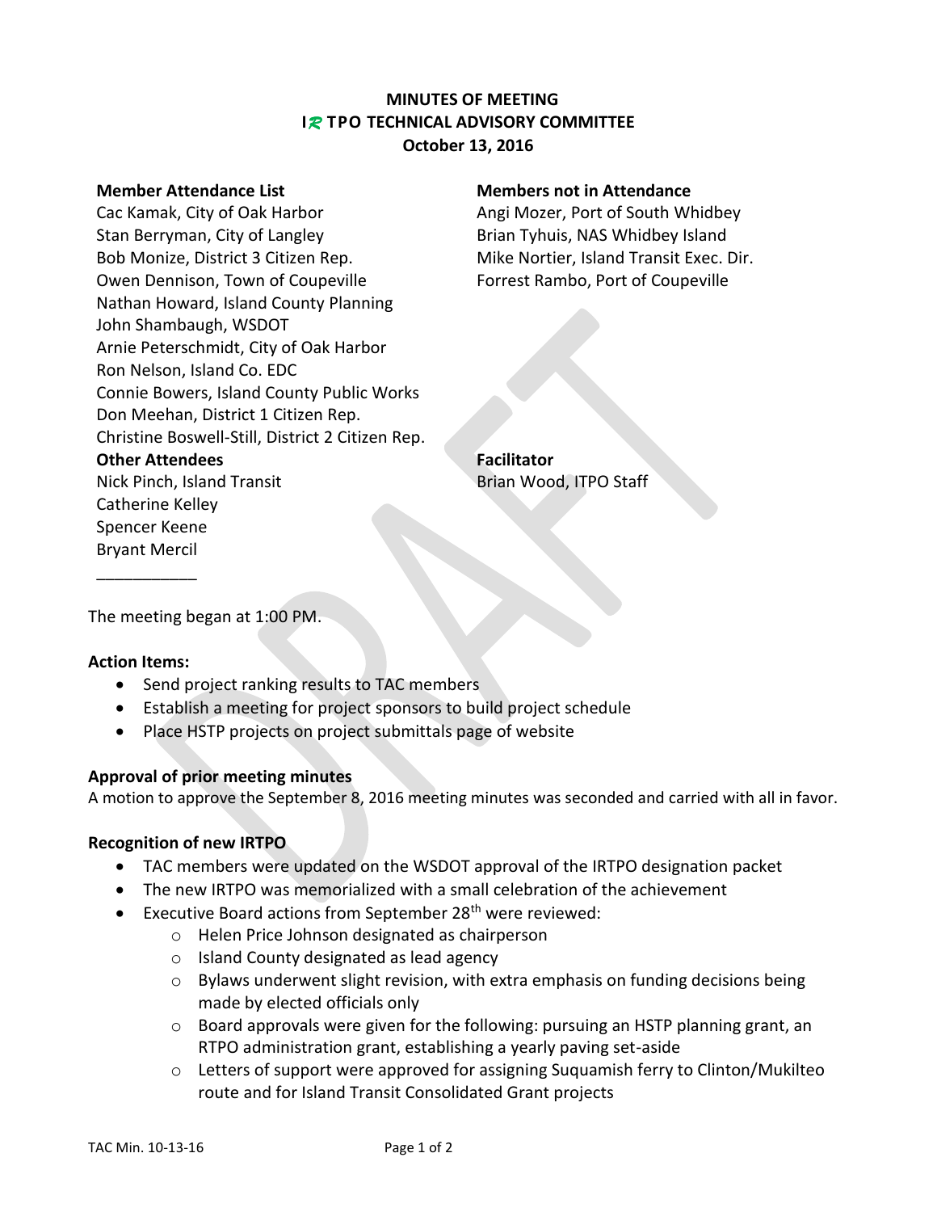# MINUTES OF MEETING
## IRTPO TECHNICAL ADVISORY COMMITTEE
### October 13, 2016

**Member Attendance List**

Cac Kamak, City of Oak Harbor
Stan Berryman, City of Langley
Bob Monize, District 3 Citizen Rep.
Owen Dennison, Town of Coupeville
Nathan Howard, Island County Planning
John Shambaugh, WSDOT
Arnie Peterschmidt, City of Oak Harbor
Ron Nelson, Island Co. EDC
Connie Bowers, Island County Public Works
Don Meehan, District 1 Citizen Rep.
Christine Boswell-Still, District 2 Citizen Rep.

**Members not in Attendance**

Angi Mozer, Port of South Whidbey
Brian Tyhuis, NAS Whidbey Island
Mike Nortier, Island Transit Exec. Dir.
Forrest Rambo, Port of Coupeville

**Other Attendees**

Nick Pinch, Island Transit
Catherine Kelley
Spencer Keene
Bryant Mercil

**Facilitator**

Brian Wood, ITPO Staff

___________

The meeting began at 1:00 PM.

**Action Items:**

- Send project ranking results to TAC members
- Establish a meeting for project sponsors to build project schedule
- Place HSTP projects on project submittals page of website

**Approval of prior meeting minutes**

A motion to approve the September 8, 2016 meeting minutes was seconded and carried with all in favor.

**Recognition of new IRTPO**

- TAC members were updated on the WSDOT approval of the IRTPO designation packet
- The new IRTPO was memorialized with a small celebration of the achievement
- Executive Board actions from September 28th were reviewed:
  - Helen Price Johnson designated as chairperson
  - Island County designated as lead agency
  - Bylaws underwent slight revision, with extra emphasis on funding decisions being made by elected officials only
  - Board approvals were given for the following: pursuing an HSTP planning grant, an RTPO administration grant, establishing a yearly paving set-aside
  - Letters of support were approved for assigning Suquamish ferry to Clinton/Mukilteo route and for Island Transit Consolidated Grant projects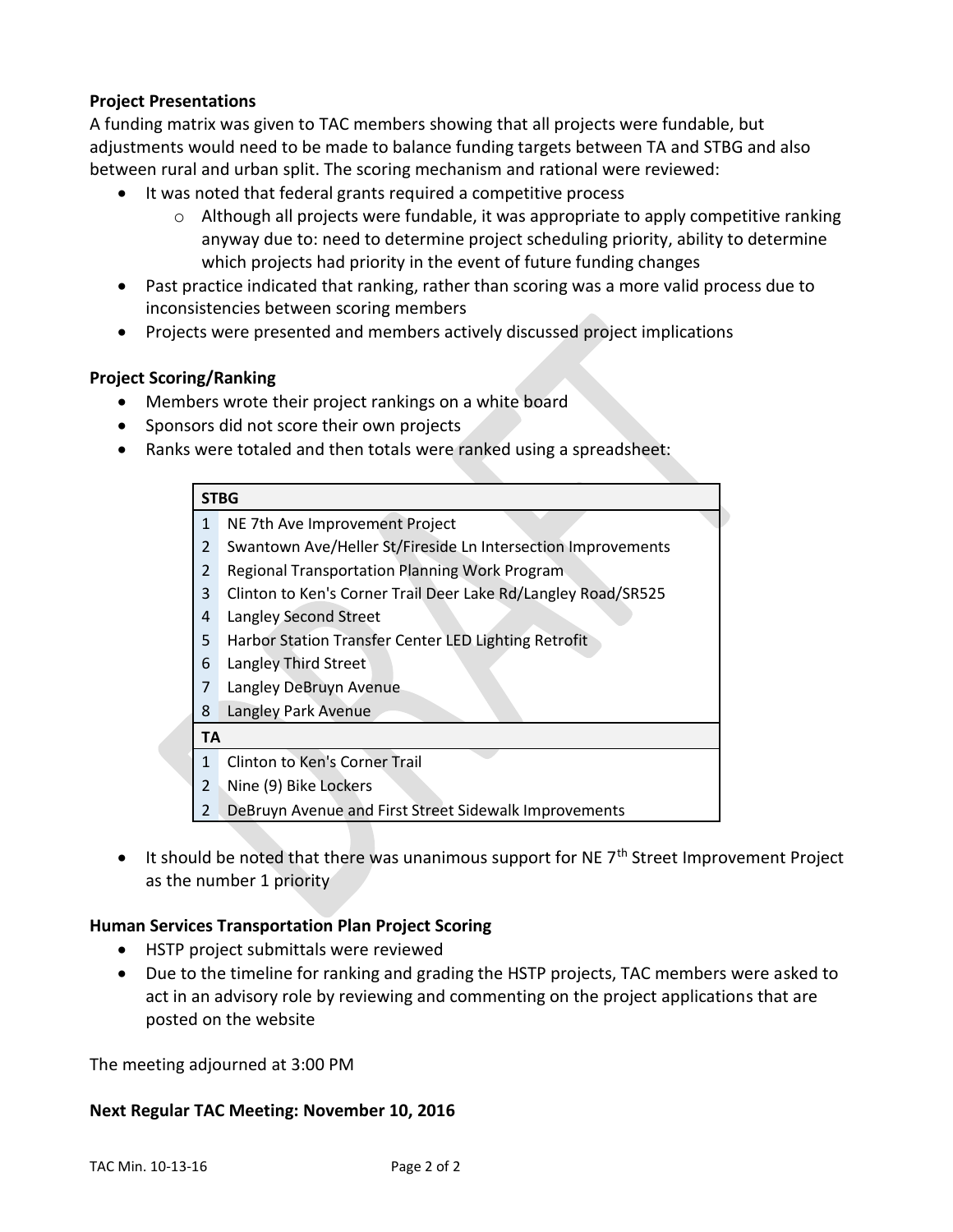**Project Presentations**

A funding matrix was given to TAC members showing that all projects were fundable, but adjustments would need to be made to balance funding targets between TA and STBG and also between rural and urban split. The scoring mechanism and rational were reviewed:

- It was noted that federal grants required a competitive process
  - Although all projects were fundable, it was appropriate to apply competitive ranking anyway due to: need to determine project scheduling priority, ability to determine which projects had priority in the event of future funding changes
- Past practice indicated that ranking, rather than scoring was a more valid process due to inconsistencies between scoring members
- Projects were presented and members actively discussed project implications

**Project Scoring/Ranking**

- Members wrote their project rankings on a white board
- Sponsors did not score their own projects
- Ranks were totaled and then totals were ranked using a spreadsheet:

| | |
|---|---|
| **STBG** | |
| 1 | NE 7th Ave Improvement Project |
| 2 | Swantown Ave/Heller St/Fireside Ln Intersection Improvements |
| 2 | Regional Transportation Planning Work Program |
| 3 | Clinton to Ken's Corner Trail Deer Lake Rd/Langley Road/SR525 |
| 4 | Langley Second Street |
| 5 | Harbor Station Transfer Center LED Lighting Retrofit |
| 6 | Langley Third Street |
| 7 | Langley DeBruyn Avenue |
| 8 | Langley Park Avenue |
| **TA** | |
| 1 | Clinton to Ken's Corner Trail |
| 2 | Nine (9) Bike Lockers |
| 2 | DeBruyn Avenue and First Street Sidewalk Improvements |

- It should be noted that there was unanimous support for NE 7th Street Improvement Project as the number 1 priority

**Human Services Transportation Plan Project Scoring**

- HSTP project submittals were reviewed
- Due to the timeline for ranking and grading the HSTP projects, TAC members were asked to act in an advisory role by reviewing and commenting on the project applications that are posted on the website

The meeting adjourned at 3:00 PM

**Next Regular TAC Meeting: November 10, 2016**